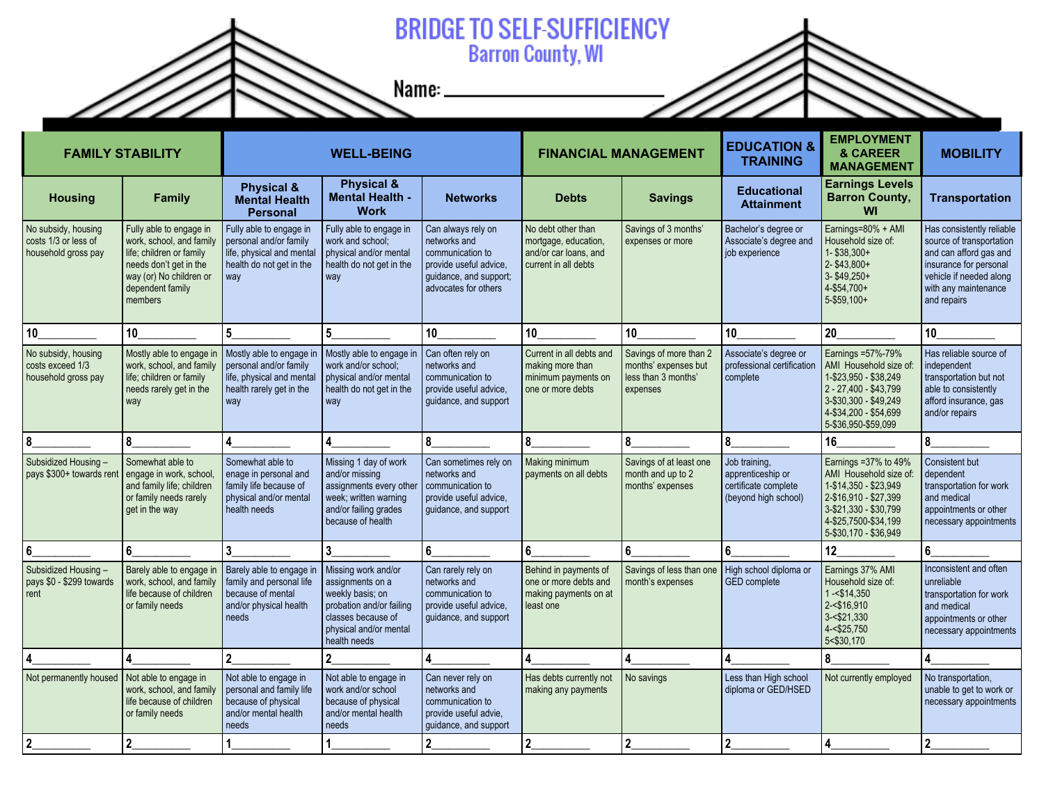# BRIDGE TO SELF-SUFFICIENCY
## Barron County, WI

**Name:** ______________________

| FAMILY STABILITY | | WELL-BEING | | | FINANCIAL MANAGEMENT | | EDUCATION & TRAINING | EMPLOYMENT & CAREER MANAGEMENT | MOBILITY |
|---|---|---|---|---|---|---|---|---|---|
| **Housing** | **Family** | **Physical & Mental Health Personal** | **Physical & Mental Health - Work** | **Networks** | **Debts** | **Savings** | **Educational Attainment** | **Earnings Levels Barron County, WI** | **Transportation** |
| No subsidy, housing costs 1/3 or less of household gross pay | Fully able to engage in work, school, and family life; children or family needs don't get in the way (or) No children or dependent family members | Fully able to engage in personal and/or family life, physical and mental health do not get in the way | Fully able to engage in work and school; physical and/or mental health do not get in the way | Can always rely on networks and communication to provide useful advice, guidance, and support; advocates for others | No debt other than mortgage, education, and/or car loans, and current in all debts | Savings of 3 months' expenses or more | Bachelor's degree or Associate's degree and job experience | Earnings=80% + AMI Household size of: 1- $38,300+ 2- $43,800+ 3- $49,250+ 4-$54,700+ 5-$59,100+ | Has consistently reliable source of transportation and can afford gas and insurance for personal vehicle if needed along with any maintenance and repairs |
| 10__________ | 10__________ | 5__________ | 5__________ | 10__________ | 10__________ | 10__________ | 10__________ | 20__________ | 10__________ |
| No subsidy, housing costs exceed 1/3 household gross pay | Mostly able to engage in work, school, and family life; children or family needs rarely get in the way | Mostly able to engage in personal and/or family life, physical and mental health rarely get in the way | Mostly able to engage in work and/or school; physical and/or mental health do not get in the way | Can often rely on networks and communication to provide useful advice, guidance, and support | Current in all debts and making more than minimum payments on one or more debts | Savings of more than 2 months' expenses but less than 3 months' expenses | Associate's degree or professional certification complete | Earnings =57%-79% AMI Household size of: 1-$23,950 - $38,249 2 - 27,400 - $43,799 3-$30,300 - $49,249 4-$34,200 - $54,699 5-$36,950-$59,099 | Has reliable source of independent transportation but not able to consistently afford insurance, gas and/or repairs |
| 8__________ | 8__________ | 4__________ | 4__________ | 8__________ | 8__________ | 8__________ | 8__________ | 16__________ | 8__________ |
| Subsidized Housing – pays $300+ towards rent | Somewhat able to engage in work, school, and family life; children or family needs rarely get in the way | Somewhat able to enage in personal and family life because of physical and/or mental health needs | Missing 1 day of work and/or missing assignments every other week; written warning and/or failing grades because of health | Can sometimes rely on networks and communication to provide useful advice, guidance, and support | Making minimum payments on all debts | Savings of at least one month and up to 2 months' expenses | Job training, apprenticeship or certificate complete (beyond high school) | Earnings =37% to 49% AMI Household size of: 1-$14,350 - $23,949 2-$16,910 - $27,399 3-$21,330 - $30,799 4-$25,7500-$34,199 5-$30,170 - $36,949 | Consistent but dependent transportation for work and medical appointments or other necessary appointments |
| 6__________ | 6__________ | 3__________ | 3__________ | 6__________ | 6__________ | 6__________ | 6__________ | 12__________ | 6__________ |
| Subsidized Housing – pays $0 - $299 towards rent | Barely able to engage in work, school, and family life because of children or family needs | Barely able to engage in family and personal life because of mental and/or physical health needs | Missing work and/or assignments on a weekly basis; on probation and/or failing classes because of physical and/or mental health needs | Can rarely rely on networks and communication to provide useful advice, guidance, and support | Behind in payments of one or more debts and making payments on at least one | Savings of less than one month's expenses | High school diploma or GED complete | Earnings 37% AMI Household size of: 1 -<$14,350 2-<$16,910 3-<$21,330 4-<$25,750 5<$30,170 | Inconsistent and often unreliable transportation for work and medical appointments or other necessary appointments |
| 4__________ | 4__________ | 2__________ | 2__________ | 4__________ | 4__________ | 4__________ | 4__________ | 8__________ | 4__________ |
| Not permanently housed | Not able to engage in work, school, and family life because of children or family needs | Not able to engage in personal and family life because of physical and/or mental health needs | Not able to engage in work and/or school because of physical and/or mental health needs | Can never rely on networks and communication to provide useful advie, guidance, and support | Has debts currently not making any payments | No savings | Less than High school diploma or GED/HSED | Not currently employed | No transportation, unable to get to work or necessary appointments |
| 2__________ | 2__________ | 1__________ | 1__________ | 2__________ | 2__________ | 2__________ | 2__________ | 4__________ | 2__________ |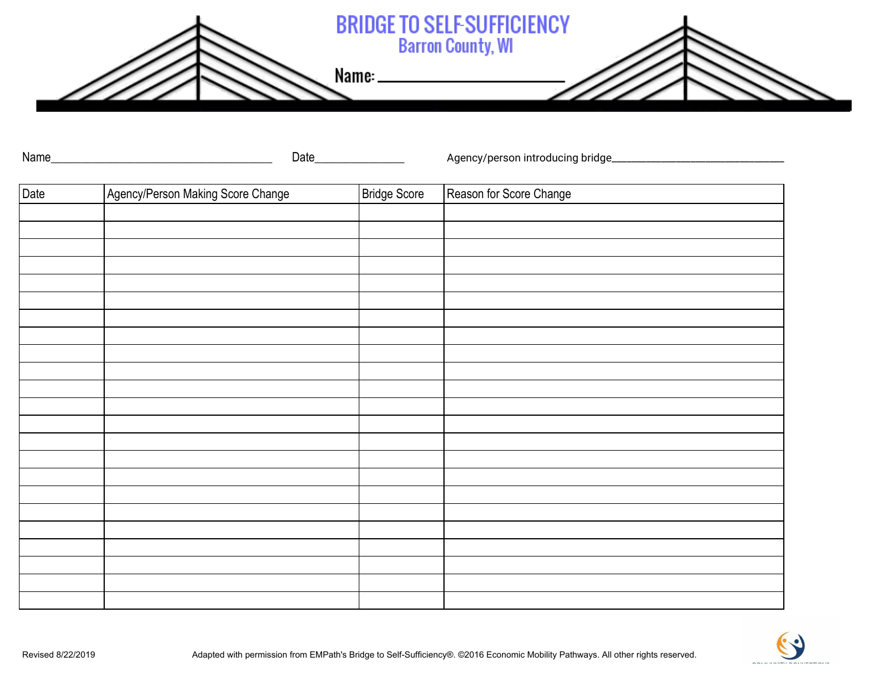# BRIDGE TO SELF-SUFFICIENCY

## Barron County, WI

**Name:** ______________________

Name_______________________________________ Date_______________ Agency/person introducing bridge______________________________

| Date | Agency/Person Making Score Change | Bridge Score | Reason for Score Change |
|---|---|---|---|
| | | | |
| | | | |
| | | | |
| | | | |
| | | | |
| | | | |
| | | | |
| | | | |
| | | | |
| | | | |
| | | | |
| | | | |
| | | | |
| | | | |
| | | | |
| | | | |
| | | | |
| | | | |
| | | | |
| | | | |
| | | | |
| | | | |
| | | | |
| | | | |

Revised 8/22/2019

Adapted with permission from EMPath's Bridge to Self-Sufficiency®. ©2016 Economic Mobility Pathways. All other rights reserved.